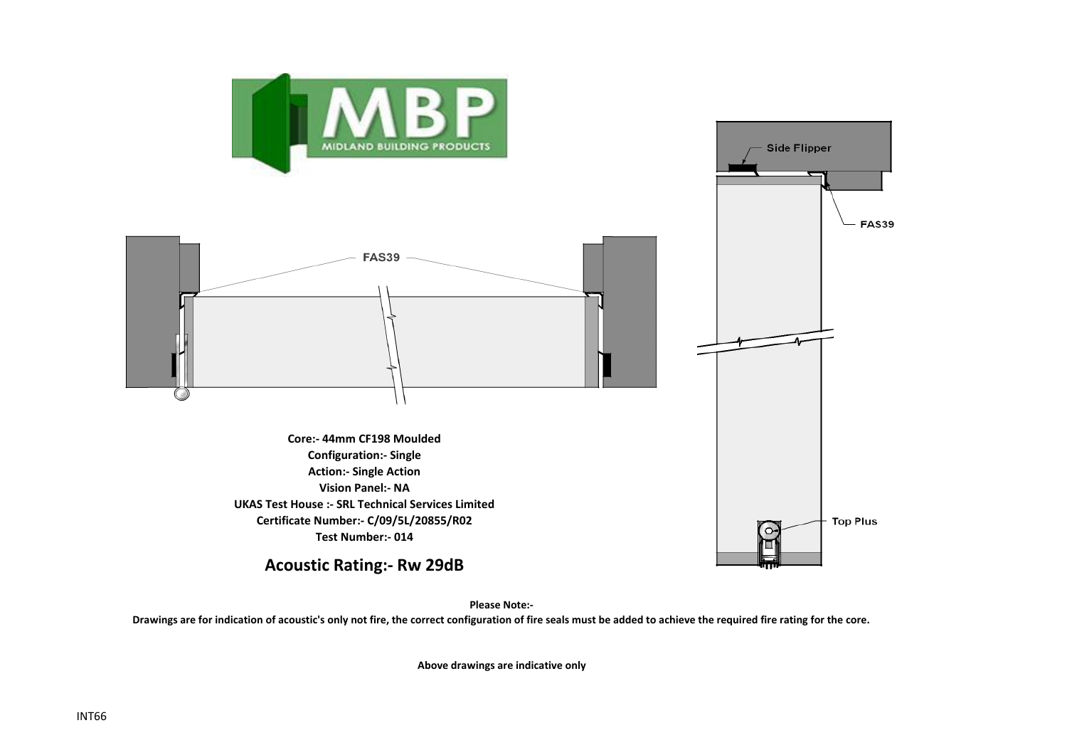FAS39

Side Flipper

FAS39

Top Plus

**Core:- 44mm CF198 Moulded**
**Configuration:- Single**
**Action:- Single Action**
**Vision Panel:- NA**
**UKAS Test House :- SRL Technical Services Limited**
**Certificate Number:- C/09/5L/20855/R02**
**Test Number:- 014**

## Acoustic Rating:- Rw 29dB

**Please Note:-**

**Drawings are for indication of acoustic's only not fire, the correct configuration of fire seals must be added to achieve the required fire rating for the core.**

**Above drawings are indicative only**

INT66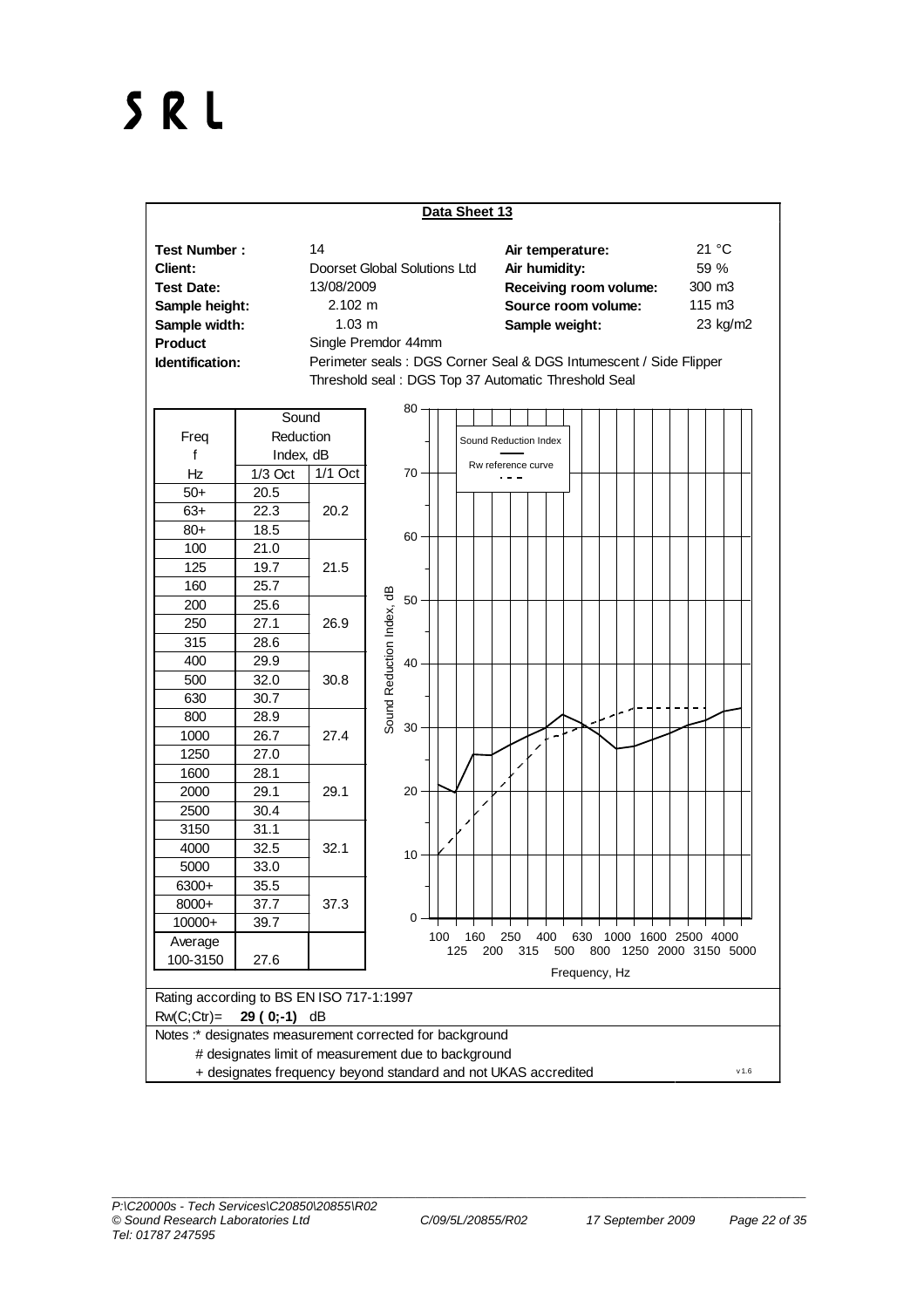# SRL

## Data Sheet 13

| | | | |
|---|---|---|---|
| **Test Number :** | 14 | **Air temperature:** | 21 °C |
| **Client:** | Doorset Global Solutions Ltd | **Air humidity:** | 59 % |
| **Test Date:** | 13/08/2009 | **Receiving room volume:** | 300 m3 |
| **Sample height:** | 2.102 m | **Source room volume:** | 115 m3 |
| **Sample width:** | 1.03 m | **Sample weight:** | 23 kg/m2 |
| **Product** | Single Premdor 44mm | | |
| **Identification:** | Perimeter seals : DGS Corner Seal & DGS Intumescent / Side Flipper<br>Threshold seal : DGS Top 37 Automatic Threshold Seal | | |

| Freq f Hz | Sound Reduction Index, dB 1/3 Oct | 1/1 Oct |
|---|---|---|
| 50+ | 20.5 | |
| 63+ | 22.3 | 20.2 |
| 80+ | 18.5 | |
| 100 | 21.0 | |
| 125 | 19.7 | 21.5 |
| 160 | 25.7 | |
| 200 | 25.6 | |
| 250 | 27.1 | 26.9 |
| 315 | 28.6 | |
| 400 | 29.9 | |
| 500 | 32.0 | 30.8 |
| 630 | 30.7 | |
| 800 | 28.9 | |
| 1000 | 26.7 | 27.4 |
| 1250 | 27.0 | |
| 1600 | 28.1 | |
| 2000 | 29.1 | 29.1 |
| 2500 | 30.4 | |
| 3150 | 31.1 | |
| 4000 | 32.5 | 32.1 |
| 5000 | 33.0 | |
| 6300+ | 35.5 | |
| 8000+ | 37.7 | 37.3 |
| 10000+ | 39.7 | |
| Average 100-3150 | 27.6 | |

Sound Reduction Index

Rw reference curve

Sound Reduction Index, dB

0 10 20 30 40 50 60 70 80

100 125 160 200 250 315 400 500 630 800 1000 1250 1600 2000 2500 3150 4000 5000

Frequency, Hz

Rating according to BS EN ISO 717-1:1997

Rw(C;Ctr)= **29 ( 0;-1)** dB

Notes :* designates measurement corrected for background

# designates limit of measurement due to background

+ designates frequency beyond standard and not UKAS accredited

v 1.6

*P:\C20000s - Tech Services\C20850\20855\R02*
*© Sound Research Laboratories Ltd* *C/09/5L/20855/R02* *17 September 2009*
*Tel: 01787 247595*